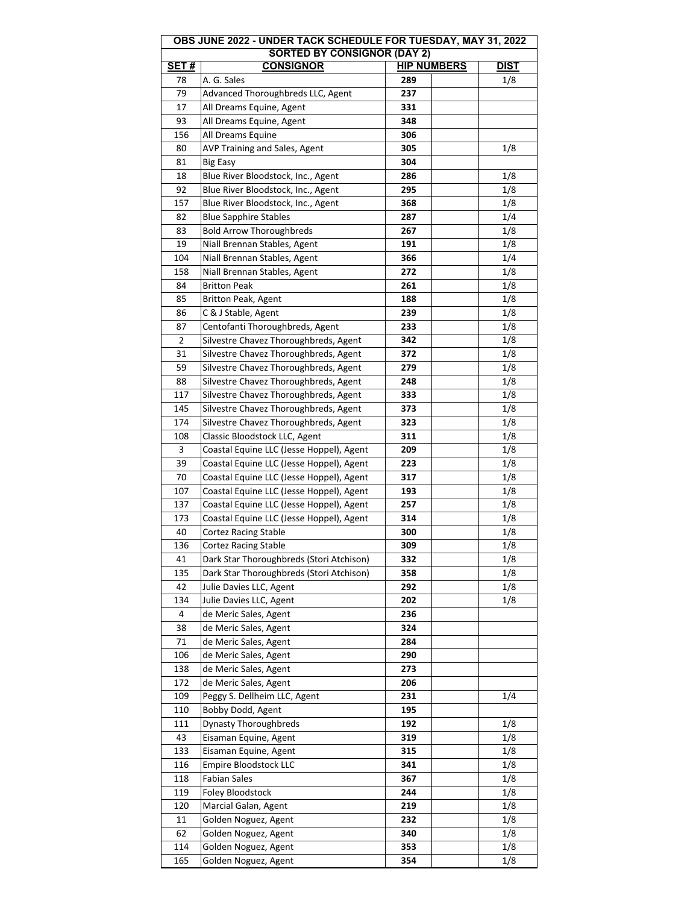| OBS JUNE 2022 - UNDER TACK SCHEDULE FOR TUESDAY, MAY 31, 2022 | | | | |
|---|---|---|---|---|
| SORTED BY CONSIGNOR (DAY 2) | | | | |
| **SET #** | **CONSIGNOR** | **HIP NUMBERS** | | **DIST** |
| 78 | A. G. Sales | **289** | | 1/8 |
| 79 | Advanced Thoroughbreds LLC, Agent | **237** | | |
| 17 | All Dreams Equine, Agent | **331** | | |
| 93 | All Dreams Equine, Agent | **348** | | |
| 156 | All Dreams Equine | **306** | | |
| 80 | AVP Training and Sales, Agent | **305** | | 1/8 |
| 81 | Big Easy | **304** | | |
| 18 | Blue River Bloodstock, Inc., Agent | **286** | | 1/8 |
| 92 | Blue River Bloodstock, Inc., Agent | **295** | | 1/8 |
| 157 | Blue River Bloodstock, Inc., Agent | **368** | | 1/8 |
| 82 | Blue Sapphire Stables | **287** | | 1/4 |
| 83 | Bold Arrow Thoroughbreds | **267** | | 1/8 |
| 19 | Niall Brennan Stables, Agent | **191** | | 1/8 |
| 104 | Niall Brennan Stables, Agent | **366** | | 1/4 |
| 158 | Niall Brennan Stables, Agent | **272** | | 1/8 |
| 84 | Britton Peak | **261** | | 1/8 |
| 85 | Britton Peak, Agent | **188** | | 1/8 |
| 86 | C & J Stable, Agent | **239** | | 1/8 |
| 87 | Centofanti Thoroughbreds, Agent | **233** | | 1/8 |
| 2 | Silvestre Chavez Thoroughbreds, Agent | **342** | | 1/8 |
| 31 | Silvestre Chavez Thoroughbreds, Agent | **372** | | 1/8 |
| 59 | Silvestre Chavez Thoroughbreds, Agent | **279** | | 1/8 |
| 88 | Silvestre Chavez Thoroughbreds, Agent | **248** | | 1/8 |
| 117 | Silvestre Chavez Thoroughbreds, Agent | **333** | | 1/8 |
| 145 | Silvestre Chavez Thoroughbreds, Agent | **373** | | 1/8 |
| 174 | Silvestre Chavez Thoroughbreds, Agent | **323** | | 1/8 |
| 108 | Classic Bloodstock LLC, Agent | **311** | | 1/8 |
| 3 | Coastal Equine LLC (Jesse Hoppel), Agent | **209** | | 1/8 |
| 39 | Coastal Equine LLC (Jesse Hoppel), Agent | **223** | | 1/8 |
| 70 | Coastal Equine LLC (Jesse Hoppel), Agent | **317** | | 1/8 |
| 107 | Coastal Equine LLC (Jesse Hoppel), Agent | **193** | | 1/8 |
| 137 | Coastal Equine LLC (Jesse Hoppel), Agent | **257** | | 1/8 |
| 173 | Coastal Equine LLC (Jesse Hoppel), Agent | **314** | | 1/8 |
| 40 | Cortez Racing Stable | **300** | | 1/8 |
| 136 | Cortez Racing Stable | **309** | | 1/8 |
| 41 | Dark Star Thoroughbreds (Stori Atchison) | **332** | | 1/8 |
| 135 | Dark Star Thoroughbreds (Stori Atchison) | **358** | | 1/8 |
| 42 | Julie Davies LLC, Agent | **292** | | 1/8 |
| 134 | Julie Davies LLC, Agent | **202** | | 1/8 |
| 4 | de Meric Sales, Agent | **236** | | |
| 38 | de Meric Sales, Agent | **324** | | |
| 71 | de Meric Sales, Agent | **284** | | |
| 106 | de Meric Sales, Agent | **290** | | |
| 138 | de Meric Sales, Agent | **273** | | |
| 172 | de Meric Sales, Agent | **206** | | |
| 109 | Peggy S. Dellheim LLC, Agent | **231** | | 1/4 |
| 110 | Bobby Dodd, Agent | **195** | | |
| 111 | Dynasty Thoroughbreds | **192** | | 1/8 |
| 43 | Eisaman Equine, Agent | **319** | | 1/8 |
| 133 | Eisaman Equine, Agent | **315** | | 1/8 |
| 116 | Empire Bloodstock LLC | **341** | | 1/8 |
| 118 | Fabian Sales | **367** | | 1/8 |
| 119 | Foley Bloodstock | **244** | | 1/8 |
| 120 | Marcial Galan, Agent | **219** | | 1/8 |
| 11 | Golden Noguez, Agent | **232** | | 1/8 |
| 62 | Golden Noguez, Agent | **340** | | 1/8 |
| 114 | Golden Noguez, Agent | **353** | | 1/8 |
| 165 | Golden Noguez, Agent | **354** | | 1/8 |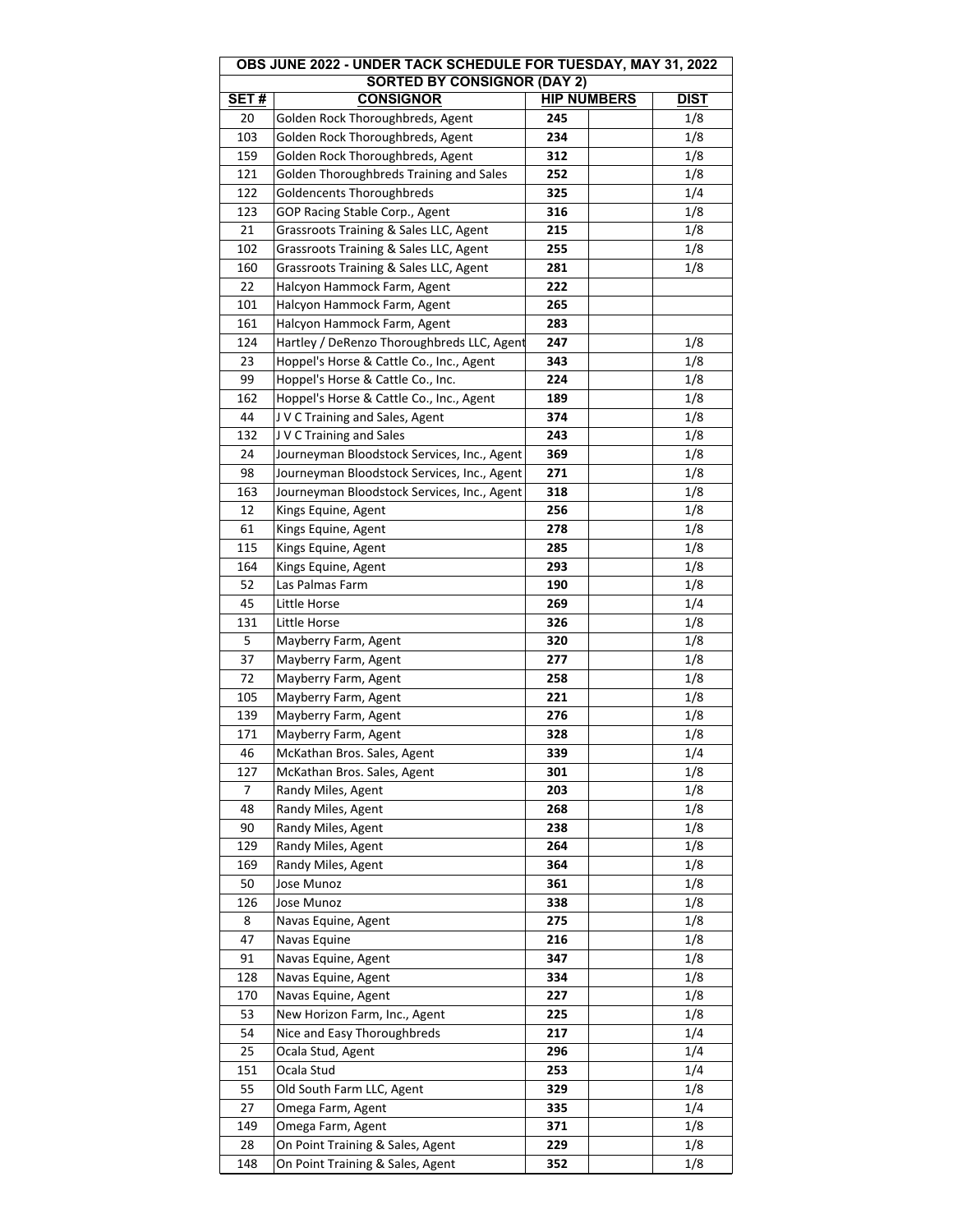| OBS JUNE 2022 - UNDER TACK SCHEDULE FOR TUESDAY, MAY 31, 2022 | | | | |
|---|---|---|---|---|
| SORTED BY CONSIGNOR (DAY 2) | | | | |
| SET # | CONSIGNOR | HIP NUMBERS | | DIST |
| 20 | Golden Rock Thoroughbreds, Agent | 245 | | 1/8 |
| 103 | Golden Rock Thoroughbreds, Agent | 234 | | 1/8 |
| 159 | Golden Rock Thoroughbreds, Agent | 312 | | 1/8 |
| 121 | Golden Thoroughbreds Training and Sales | 252 | | 1/8 |
| 122 | Goldencents Thoroughbreds | 325 | | 1/4 |
| 123 | GOP Racing Stable Corp., Agent | 316 | | 1/8 |
| 21 | Grassroots Training & Sales LLC, Agent | 215 | | 1/8 |
| 102 | Grassroots Training & Sales LLC, Agent | 255 | | 1/8 |
| 160 | Grassroots Training & Sales LLC, Agent | 281 | | 1/8 |
| 22 | Halcyon Hammock Farm, Agent | 222 | | |
| 101 | Halcyon Hammock Farm, Agent | 265 | | |
| 161 | Halcyon Hammock Farm, Agent | 283 | | |
| 124 | Hartley / DeRenzo Thoroughbreds LLC, Agent | 247 | | 1/8 |
| 23 | Hoppel's Horse & Cattle Co., Inc., Agent | 343 | | 1/8 |
| 99 | Hoppel's Horse & Cattle Co., Inc. | 224 | | 1/8 |
| 162 | Hoppel's Horse & Cattle Co., Inc., Agent | 189 | | 1/8 |
| 44 | J V C Training and Sales, Agent | 374 | | 1/8 |
| 132 | J V C Training and Sales | 243 | | 1/8 |
| 24 | Journeyman Bloodstock Services, Inc., Agent | 369 | | 1/8 |
| 98 | Journeyman Bloodstock Services, Inc., Agent | 271 | | 1/8 |
| 163 | Journeyman Bloodstock Services, Inc., Agent | 318 | | 1/8 |
| 12 | Kings Equine, Agent | 256 | | 1/8 |
| 61 | Kings Equine, Agent | 278 | | 1/8 |
| 115 | Kings Equine, Agent | 285 | | 1/8 |
| 164 | Kings Equine, Agent | 293 | | 1/8 |
| 52 | Las Palmas Farm | 190 | | 1/8 |
| 45 | Little Horse | 269 | | 1/4 |
| 131 | Little Horse | 326 | | 1/8 |
| 5 | Mayberry Farm, Agent | 320 | | 1/8 |
| 37 | Mayberry Farm, Agent | 277 | | 1/8 |
| 72 | Mayberry Farm, Agent | 258 | | 1/8 |
| 105 | Mayberry Farm, Agent | 221 | | 1/8 |
| 139 | Mayberry Farm, Agent | 276 | | 1/8 |
| 171 | Mayberry Farm, Agent | 328 | | 1/8 |
| 46 | McKathan Bros. Sales, Agent | 339 | | 1/4 |
| 127 | McKathan Bros. Sales, Agent | 301 | | 1/8 |
| 7 | Randy Miles, Agent | 203 | | 1/8 |
| 48 | Randy Miles, Agent | 268 | | 1/8 |
| 90 | Randy Miles, Agent | 238 | | 1/8 |
| 129 | Randy Miles, Agent | 264 | | 1/8 |
| 169 | Randy Miles, Agent | 364 | | 1/8 |
| 50 | Jose Munoz | 361 | | 1/8 |
| 126 | Jose Munoz | 338 | | 1/8 |
| 8 | Navas Equine, Agent | 275 | | 1/8 |
| 47 | Navas Equine | 216 | | 1/8 |
| 91 | Navas Equine, Agent | 347 | | 1/8 |
| 128 | Navas Equine, Agent | 334 | | 1/8 |
| 170 | Navas Equine, Agent | 227 | | 1/8 |
| 53 | New Horizon Farm, Inc., Agent | 225 | | 1/8 |
| 54 | Nice and Easy Thoroughbreds | 217 | | 1/4 |
| 25 | Ocala Stud, Agent | 296 | | 1/4 |
| 151 | Ocala Stud | 253 | | 1/4 |
| 55 | Old South Farm LLC, Agent | 329 | | 1/8 |
| 27 | Omega Farm, Agent | 335 | | 1/4 |
| 149 | Omega Farm, Agent | 371 | | 1/8 |
| 28 | On Point Training & Sales, Agent | 229 | | 1/8 |
| 148 | On Point Training & Sales, Agent | 352 | | 1/8 |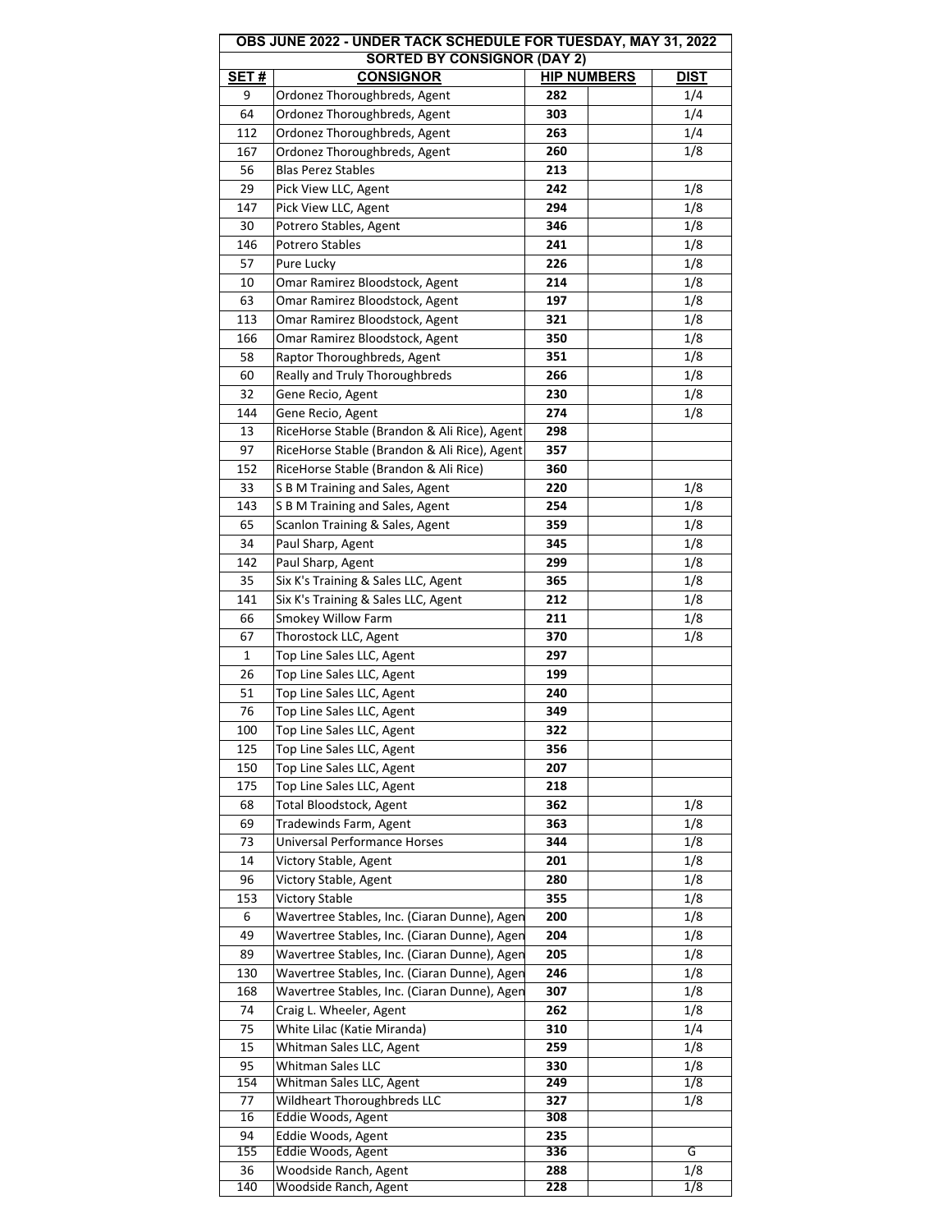| OBS JUNE 2022 - UNDER TACK SCHEDULE FOR TUESDAY, MAY 31, 2022 | | | | |
|---|---|---|---|---|
| SORTED BY CONSIGNOR (DAY 2) | | | | |
| **SET #** | **CONSIGNOR** | **HIP NUMBERS** | | **DIST** |
| 9 | Ordonez Thoroughbreds, Agent | **282** | | 1/4 |
| 64 | Ordonez Thoroughbreds, Agent | **303** | | 1/4 |
| 112 | Ordonez Thoroughbreds, Agent | **263** | | 1/4 |
| 167 | Ordonez Thoroughbreds, Agent | **260** | | 1/8 |
| 56 | Blas Perez Stables | **213** | | |
| 29 | Pick View LLC, Agent | **242** | | 1/8 |
| 147 | Pick View LLC, Agent | **294** | | 1/8 |
| 30 | Potrero Stables, Agent | **346** | | 1/8 |
| 146 | Potrero Stables | **241** | | 1/8 |
| 57 | Pure Lucky | **226** | | 1/8 |
| 10 | Omar Ramirez Bloodstock, Agent | **214** | | 1/8 |
| 63 | Omar Ramirez Bloodstock, Agent | **197** | | 1/8 |
| 113 | Omar Ramirez Bloodstock, Agent | **321** | | 1/8 |
| 166 | Omar Ramirez Bloodstock, Agent | **350** | | 1/8 |
| 58 | Raptor Thoroughbreds, Agent | **351** | | 1/8 |
| 60 | Really and Truly Thoroughbreds | **266** | | 1/8 |
| 32 | Gene Recio, Agent | **230** | | 1/8 |
| 144 | Gene Recio, Agent | **274** | | 1/8 |
| 13 | RiceHorse Stable (Brandon & Ali Rice), Agent | **298** | | |
| 97 | RiceHorse Stable (Brandon & Ali Rice), Agent | **357** | | |
| 152 | RiceHorse Stable (Brandon & Ali Rice) | **360** | | |
| 33 | S B M Training and Sales, Agent | **220** | | 1/8 |
| 143 | S B M Training and Sales, Agent | **254** | | 1/8 |
| 65 | Scanlon Training & Sales, Agent | **359** | | 1/8 |
| 34 | Paul Sharp, Agent | **345** | | 1/8 |
| 142 | Paul Sharp, Agent | **299** | | 1/8 |
| 35 | Six K's Training & Sales LLC, Agent | **365** | | 1/8 |
| 141 | Six K's Training & Sales LLC, Agent | **212** | | 1/8 |
| 66 | Smokey Willow Farm | **211** | | 1/8 |
| 67 | Thorostock LLC, Agent | **370** | | 1/8 |
| 1 | Top Line Sales LLC, Agent | **297** | | |
| 26 | Top Line Sales LLC, Agent | **199** | | |
| 51 | Top Line Sales LLC, Agent | **240** | | |
| 76 | Top Line Sales LLC, Agent | **349** | | |
| 100 | Top Line Sales LLC, Agent | **322** | | |
| 125 | Top Line Sales LLC, Agent | **356** | | |
| 150 | Top Line Sales LLC, Agent | **207** | | |
| 175 | Top Line Sales LLC, Agent | **218** | | |
| 68 | Total Bloodstock, Agent | **362** | | 1/8 |
| 69 | Tradewinds Farm, Agent | **363** | | 1/8 |
| 73 | Universal Performance Horses | **344** | | 1/8 |
| 14 | Victory Stable, Agent | **201** | | 1/8 |
| 96 | Victory Stable, Agent | **280** | | 1/8 |
| 153 | Victory Stable | **355** | | 1/8 |
| 6 | Wavertree Stables, Inc. (Ciaran Dunne), Agen | **200** | | 1/8 |
| 49 | Wavertree Stables, Inc. (Ciaran Dunne), Agen | **204** | | 1/8 |
| 89 | Wavertree Stables, Inc. (Ciaran Dunne), Agen | **205** | | 1/8 |
| 130 | Wavertree Stables, Inc. (Ciaran Dunne), Agen | **246** | | 1/8 |
| 168 | Wavertree Stables, Inc. (Ciaran Dunne), Agen | **307** | | 1/8 |
| 74 | Craig L. Wheeler, Agent | **262** | | 1/8 |
| 75 | White Lilac (Katie Miranda) | **310** | | 1/4 |
| 15 | Whitman Sales LLC, Agent | **259** | | 1/8 |
| 95 | Whitman Sales LLC | **330** | | 1/8 |
| 154 | Whitman Sales LLC, Agent | **249** | | 1/8 |
| 77 | Wildheart Thoroughbreds LLC | **327** | | 1/8 |
| 16 | Eddie Woods, Agent | **308** | | |
| 94 | Eddie Woods, Agent | **235** | | |
| 155 | Eddie Woods, Agent | **336** | | G |
| 36 | Woodside Ranch, Agent | **288** | | 1/8 |
| 140 | Woodside Ranch, Agent | **228** | | 1/8 |